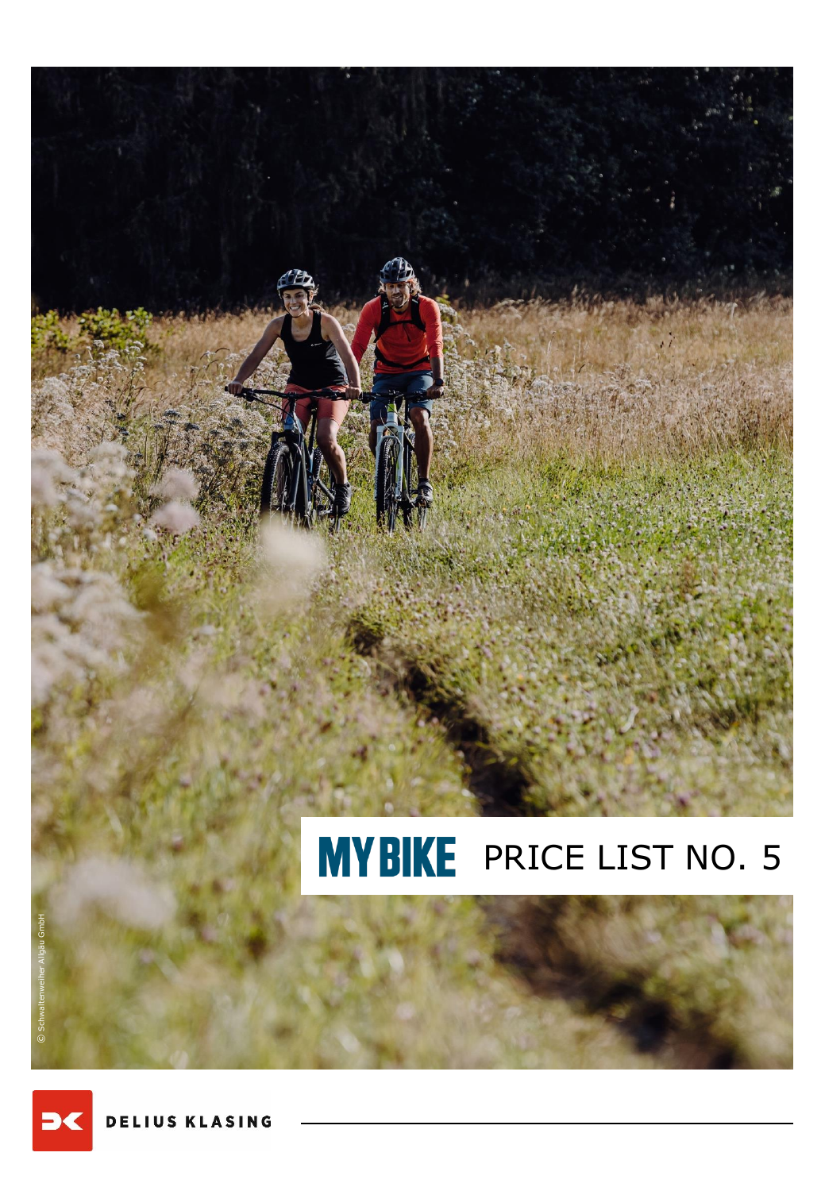# MYBIKE PRICE LIST NO. 5

© Schwaltenweiher Allgäu GmbH

DELIUS KLASING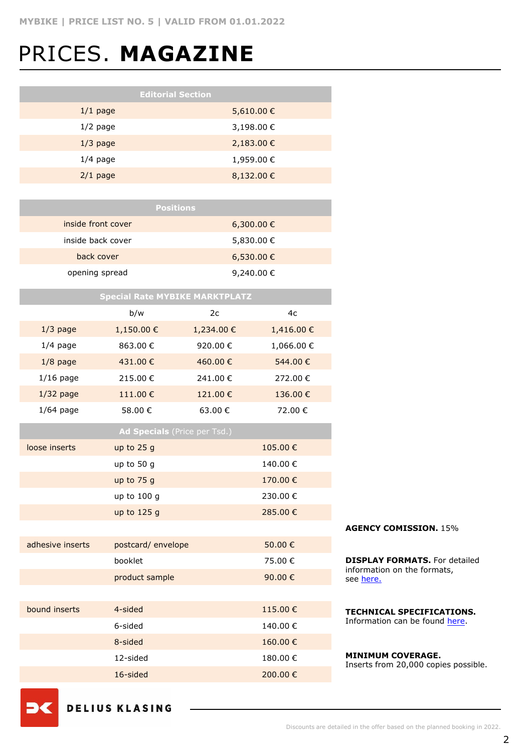# PRICES. **MAGAZINE**

| Editorial Section | |
|---|---|
| 1/1 page | 5,610.00 € |
| 1/2 page | 3,198.00 € |
| 1/3 page | 2,183.00 € |
| 1/4 page | 1,959.00 € |
| 2/1 page | 8,132.00 € |

| Positions | |
|---|---|
| inside front cover | 6,300.00 € |
| inside back cover | 5,830.00 € |
| back cover | 6,530.00 € |
| opening spread | 9,240.00 € |

| Special Rate MYBIKE MARKTPLATZ | | | |
|---|---|---|---|
| | b/w | 2c | 4c |
| 1/3 page | 1,150.00 € | 1,234.00 € | 1,416.00 € |
| 1/4 page | 863.00 € | 920.00 € | 1,066.00 € |
| 1/8 page | 431.00 € | 460.00 € | 544.00 € |
| 1/16 page | 215.00 € | 241.00 € | 272.00 € |
| 1/32 page | 111.00 € | 121.00 € | 136.00 € |
| 1/64 page | 58.00 € | 63.00 € | 72.00 € |

| **Ad Specials** (Price per Tsd.) | | |
|---|---|---|
| loose inserts | up to 25 g | 105.00 € |
| | up to 50 g | 140.00 € |
| | up to 75 g | 170.00 € |
| | up to 100 g | 230.00 € |
| | up to 125 g | 285.00 € |
| adhesive inserts | postcard/ envelope | 50.00 € |
| | booklet | 75.00 € |
| | product sample | 90.00 € |
| bound inserts | 4-sided | 115.00 € |
| | 6-sided | 140.00 € |
| | 8-sided | 160.00 € |
| | 12-sided | 180.00 € |
| | 16-sided | 200.00 € |

**AGENCY COMISSION.** 15%

**DISPLAY FORMATS.** For detailed information on the formats, see here.

**TECHNICAL SPECIFICATIONS.** Information can be found here.

**MINIMUM COVERAGE.** Inserts from 20,000 copies possible.

DELIUS KLASING

Discounts are detailed in the offer based on the planned booking in 2022.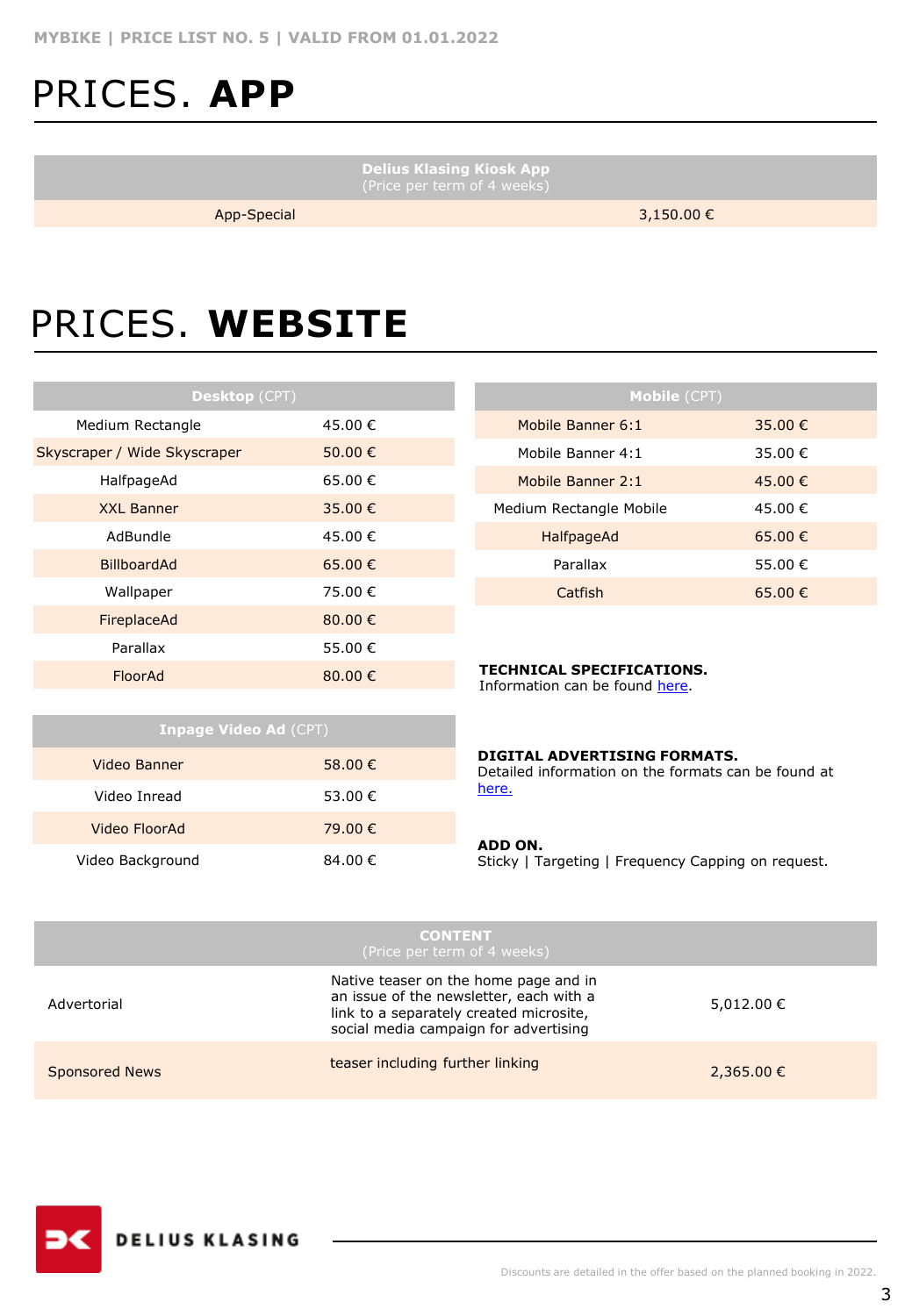# PRICES. **APP**

| Delius Klasing Kiosk App (Price per term of 4 weeks) | |
|---|---|
| App-Special | 3,150.00 € |

# PRICES. **WEBSITE**

| **Desktop** (CPT) | |
|---|---|
| Medium Rectangle | 45.00 € |
| Skyscraper / Wide Skyscraper | 50.00 € |
| HalfpageAd | 65.00 € |
| XXL Banner | 35.00 € |
| AdBundle | 45.00 € |
| BillboardAd | 65.00 € |
| Wallpaper | 75.00 € |
| FireplaceAd | 80.00 € |
| Parallax | 55.00 € |
| FloorAd | 80.00 € |

| **Mobile** (CPT) | |
|---|---|
| Mobile Banner 6:1 | 35.00 € |
| Mobile Banner 4:1 | 35.00 € |
| Mobile Banner 2:1 | 45.00 € |
| Medium Rectangle Mobile | 45.00 € |
| HalfpageAd | 65.00 € |
| Parallax | 55.00 € |
| Catfish | 65.00 € |

| **Inpage Video Ad** (CPT) | |
|---|---|
| Video Banner | 58.00 € |
| Video Inread | 53.00 € |
| Video FloorAd | 79.00 € |
| Video Background | 84.00 € |

**TECHNICAL SPECIFICATIONS.**
Information can be found here.

**DIGITAL ADVERTISING FORMATS.**
Detailed information on the formats can be found at here.

**ADD ON.**
Sticky | Targeting | Frequency Capping on request.

| CONTENT (Price per term of 4 weeks) | | |
|---|---|---|
| Advertorial | Native teaser on the home page and in an issue of the newsletter, each with a link to a separately created microsite, social media campaign for advertising | 5,012.00 € |
| Sponsored News | teaser including further linking | 2,365.00 € |

Discounts are detailed in the offer based on the planned booking in 2022.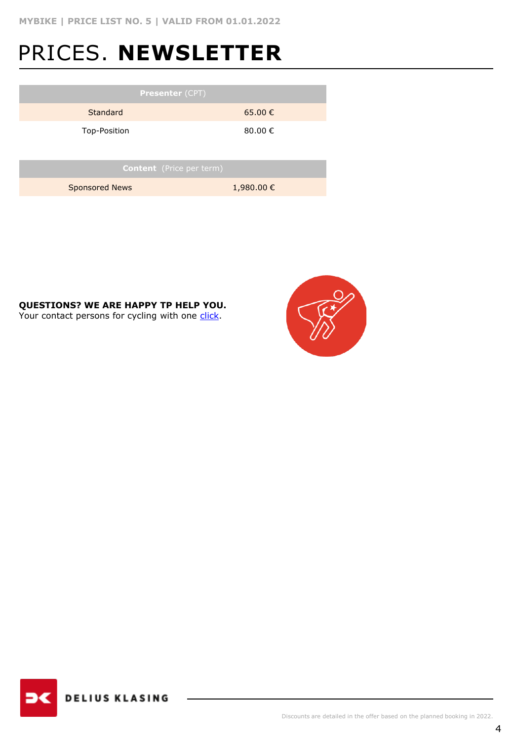# PRICES. **NEWSLETTER**

| **Presenter** (CPT) | |
|---|---|
| Standard | 65.00 € |
| Top-Position | 80.00 € |

| **Content** (Price per term) | |
|---|---|
| Sponsored News | 1,980.00 € |

**QUESTIONS? WE ARE HAPPY TP HELP YOU.**
Your contact persons for cycling with one click.

DELIUS KLASING

Discounts are detailed in the offer based on the planned booking in 2022.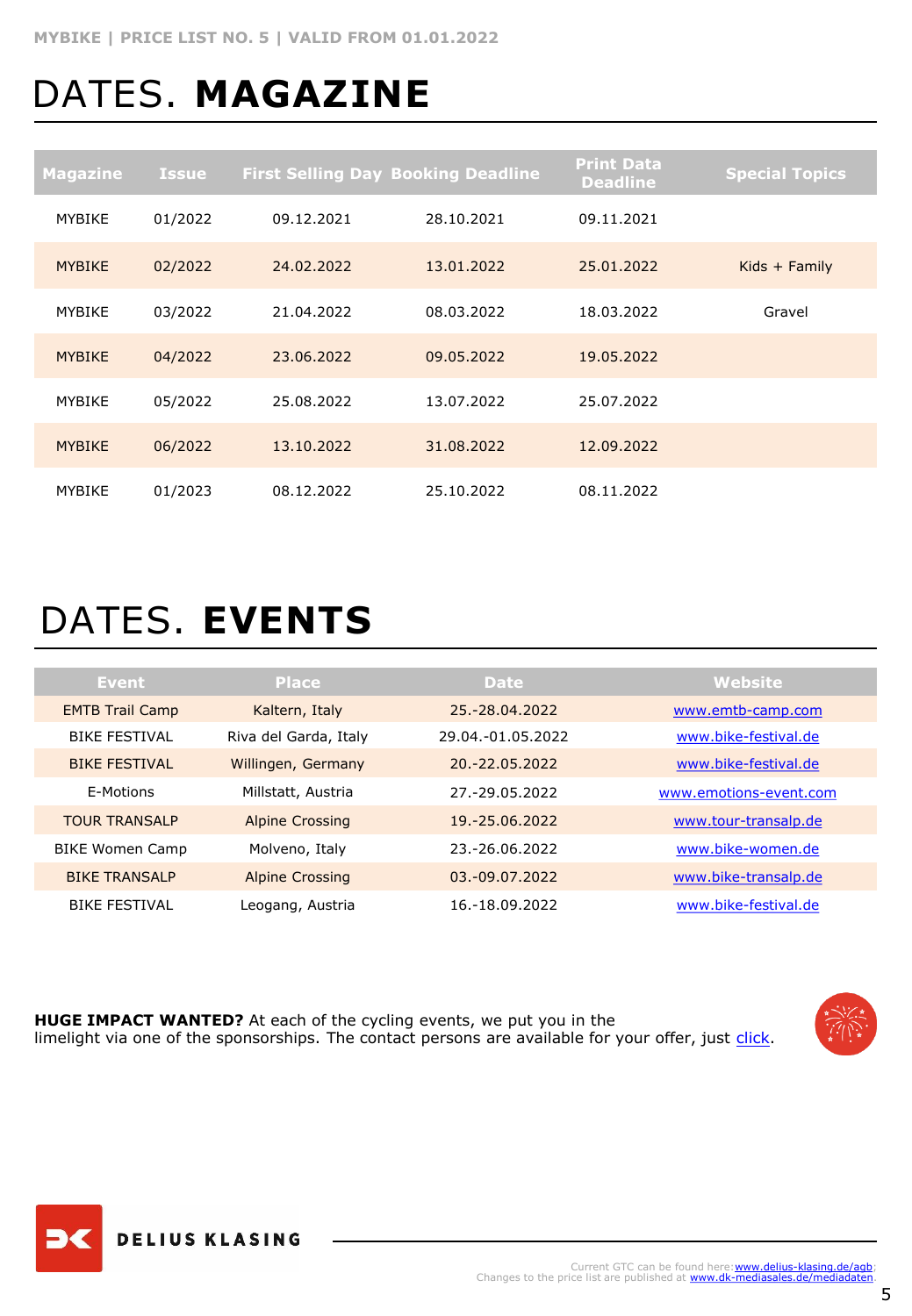# DATES. **MAGAZINE**

| Magazine | Issue | First Selling Day | Booking Deadline | Print Data Deadline | Special Topics |
|---|---|---|---|---|---|
| MYBIKE | 01/2022 | 09.12.2021 | 28.10.2021 | 09.11.2021 | |
| MYBIKE | 02/2022 | 24.02.2022 | 13.01.2022 | 25.01.2022 | Kids + Family |
| MYBIKE | 03/2022 | 21.04.2022 | 08.03.2022 | 18.03.2022 | Gravel |
| MYBIKE | 04/2022 | 23.06.2022 | 09.05.2022 | 19.05.2022 | |
| MYBIKE | 05/2022 | 25.08.2022 | 13.07.2022 | 25.07.2022 | |
| MYBIKE | 06/2022 | 13.10.2022 | 31.08.2022 | 12.09.2022 | |
| MYBIKE | 01/2023 | 08.12.2022 | 25.10.2022 | 08.11.2022 | |

# DATES. **EVENTS**

| Event | Place | Date | Website |
|---|---|---|---|
| EMTB Trail Camp | Kaltern, Italy | 25.-28.04.2022 | www.emtb-camp.com |
| BIKE FESTIVAL | Riva del Garda, Italy | 29.04.-01.05.2022 | www.bike-festival.de |
| BIKE FESTIVAL | Willingen, Germany | 20.-22.05.2022 | www.bike-festival.de |
| E-Motions | Millstatt, Austria | 27.-29.05.2022 | www.emotions-event.com |
| TOUR TRANSALP | Alpine Crossing | 19.-25.06.2022 | www.tour-transalp.de |
| BIKE Women Camp | Molveno, Italy | 23.-26.06.2022 | www.bike-women.de |
| BIKE TRANSALP | Alpine Crossing | 03.-09.07.2022 | www.bike-transalp.de |
| BIKE FESTIVAL | Leogang, Austria | 16.-18.09.2022 | www.bike-festival.de |

**HUGE IMPACT WANTED?** At each of the cycling events, we put you in the limelight via one of the sponsorships. The contact persons are available for your offer, just click.

Current GTC can be found here: www.delius-klasing.de/agb;
Changes to the price list are published at www.dk-mediasales.de/mediadaten.